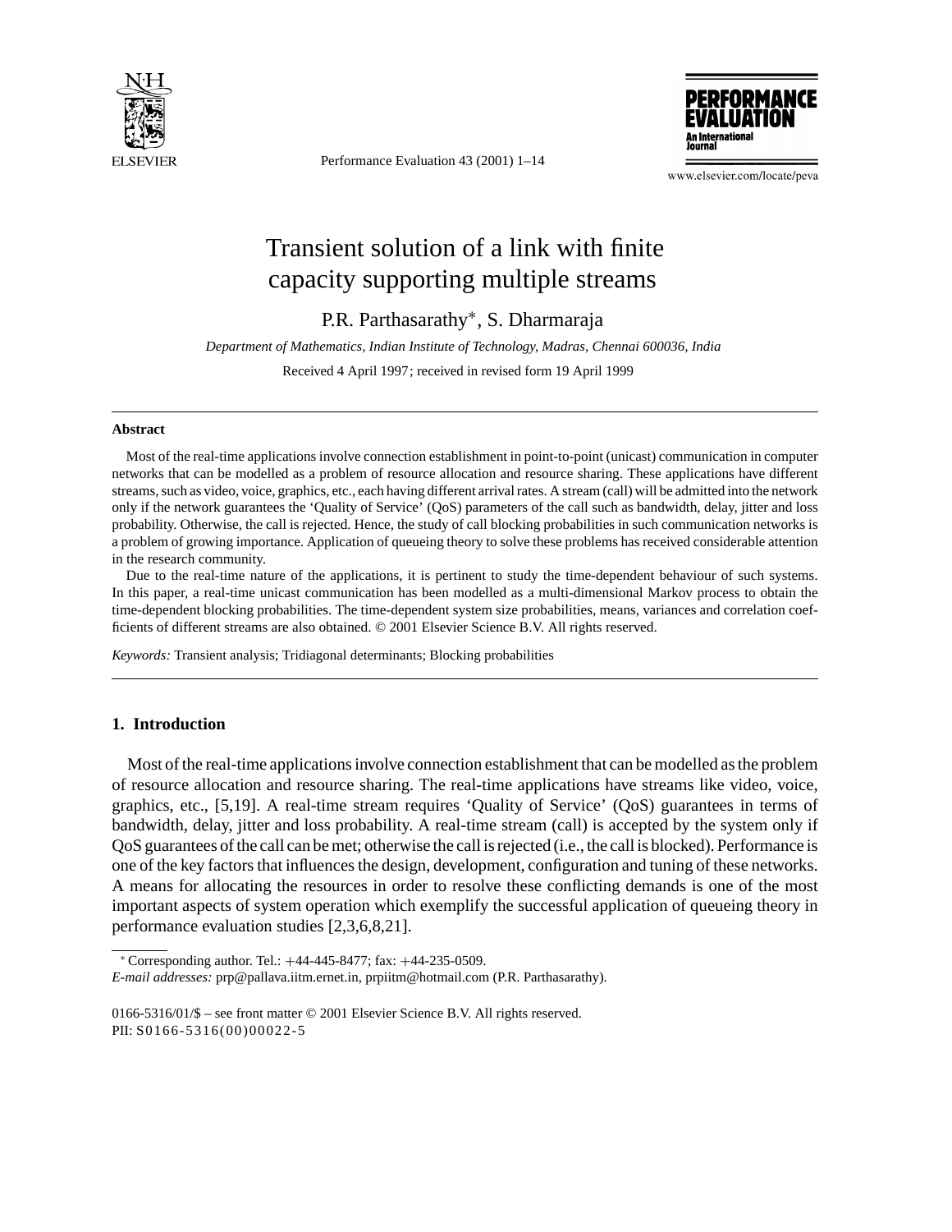# Transient solution of a link with finite capacity supporting multiple streams

P.R. Parthasarathy*, S. Dharmaraja

*Department of Mathematics, Indian Institute of Technology, Madras, Chennai 600036, India*

Received 4 April 1997; received in revised form 19 April 1999

---

**Abstract**

Most of the real-time applications involve connection establishment in point-to-point (unicast) communication in computer networks that can be modelled as a problem of resource allocation and resource sharing. These applications have different streams, such as video, voice, graphics, etc., each having different arrival rates. A stream (call) will be admitted into the network only if the network guarantees the 'Quality of Service' (QoS) parameters of the call such as bandwidth, delay, jitter and loss probability. Otherwise, the call is rejected. Hence, the study of call blocking probabilities in such communication networks is a problem of growing importance. Application of queueing theory to solve these problems has received considerable attention in the research community.

Due to the real-time nature of the applications, it is pertinent to study the time-dependent behaviour of such systems. In this paper, a real-time unicast communication has been modelled as a multi-dimensional Markov process to obtain the time-dependent blocking probabilities. The time-dependent system size probabilities, means, variances and correlation coefficients of different streams are also obtained. © 2001 Elsevier Science B.V. All rights reserved.

*Keywords:* Transient analysis; Tridiagonal determinants; Blocking probabilities

---

## 1. Introduction

Most of the real-time applications involve connection establishment that can be modelled as the problem of resource allocation and resource sharing. The real-time applications have streams like video, voice, graphics, etc., [5,19]. A real-time stream requires 'Quality of Service' (QoS) guarantees in terms of bandwidth, delay, jitter and loss probability. A real-time stream (call) is accepted by the system only if QoS guarantees of the call can be met; otherwise the call is rejected (i.e., the call is blocked). Performance is one of the key factors that influences the design, development, configuration and tuning of these networks. A means for allocating the resources in order to resolve these conflicting demands is one of the most important aspects of system operation which exemplify the successful application of queueing theory in performance evaluation studies [2,3,6,8,21].

---

* Corresponding author. Tel.: +44-445-8477; fax: +44-235-0509.
*E-mail addresses:* prp@pallava.iitm.ernet.in, prpiitm@hotmail.com (P.R. Parthasarathy).

0166-5316/01/$ – see front matter © 2001 Elsevier Science B.V. All rights reserved.
PII: S0166-5316(00)00022-5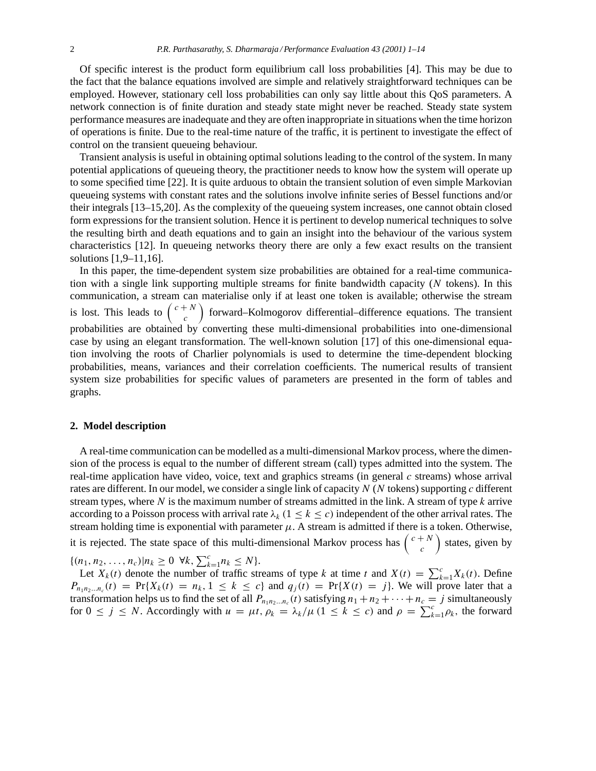Of specific interest is the product form equilibrium call loss probabilities [4]. This may be due to the fact that the balance equations involved are simple and relatively straightforward techniques can be employed. However, stationary cell loss probabilities can only say little about this QoS parameters. A network connection is of finite duration and steady state might never be reached. Steady state system performance measures are inadequate and they are often inappropriate in situations when the time horizon of operations is finite. Due to the real-time nature of the traffic, it is pertinent to investigate the effect of control on the transient queueing behaviour.

Transient analysis is useful in obtaining optimal solutions leading to the control of the system. In many potential applications of queueing theory, the practitioner needs to know how the system will operate up to some specified time [22]. It is quite arduous to obtain the transient solution of even simple Markovian queueing systems with constant rates and the solutions involve infinite series of Bessel functions and/or their integrals [13–15,20]. As the complexity of the queueing system increases, one cannot obtain closed form expressions for the transient solution. Hence it is pertinent to develop numerical techniques to solve the resulting birth and death equations and to gain an insight into the behaviour of the various system characteristics [12]. In queueing networks theory there are only a few exact results on the transient solutions [1,9–11,16].

In this paper, the time-dependent system size probabilities are obtained for a real-time communication with a single link supporting multiple streams for finite bandwidth capacity ($N$ tokens). In this communication, a stream can materialise only if at least one token is available; otherwise the stream is lost. This leads to $\binom{c+N}{c}$ forward–Kolmogorov differential–difference equations. The transient probabilities are obtained by converting these multi-dimensional probabilities into one-dimensional case by using an elegant transformation. The well-known solution [17] of this one-dimensional equation involving the roots of Charlier polynomials is used to determine the time-dependent blocking probabilities, means, variances and their correlation coefficients. The numerical results of transient system size probabilities for specific values of parameters are presented in the form of tables and graphs.

## 2. Model description

A real-time communication can be modelled as a multi-dimensional Markov process, where the dimension of the process is equal to the number of different stream (call) types admitted into the system. The real-time application have video, voice, text and graphics streams (in general $c$ streams) whose arrival rates are different. In our model, we consider a single link of capacity $N$ ($N$ tokens) supporting $c$ different stream types, where $N$ is the maximum number of streams admitted in the link. A stream of type $k$ arrive according to a Poisson process with arrival rate $\lambda_k$ ($1 \le k \le c$) independent of the other arrival rates. The stream holding time is exponential with parameter $\mu$. A stream is admitted if there is a token. Otherwise, it is rejected. The state space of this multi-dimensional Markov process has $\binom{c+N}{c}$ states, given by $\{(n_1, n_2, \ldots, n_c) | n_k \ge 0 \ \forall k, \sum_{k=1}^{c} n_k \le N\}$.

Let $X_k(t)$ denote the number of traffic streams of type $k$ at time $t$ and $X(t) = \sum_{k=1}^{c} X_k(t)$. Define $P_{n_1 n_2 \ldots n_c}(t) = \Pr\{X_k(t) = n_k, 1 \le k \le c\}$ and $q_j(t) = \Pr\{X(t) = j\}$. We will prove later that a transformation helps us to find the set of all $P_{n_1 n_2 \ldots n_c}(t)$ satisfying $n_1 + n_2 + \cdots + n_c = j$ simultaneously for $0 \le j \le N$. Accordingly with $u = \mu t$, $\rho_k = \lambda_k/\mu$ ($1 \le k \le c$) and $\rho = \sum_{k=1}^{c} \rho_k$, the forward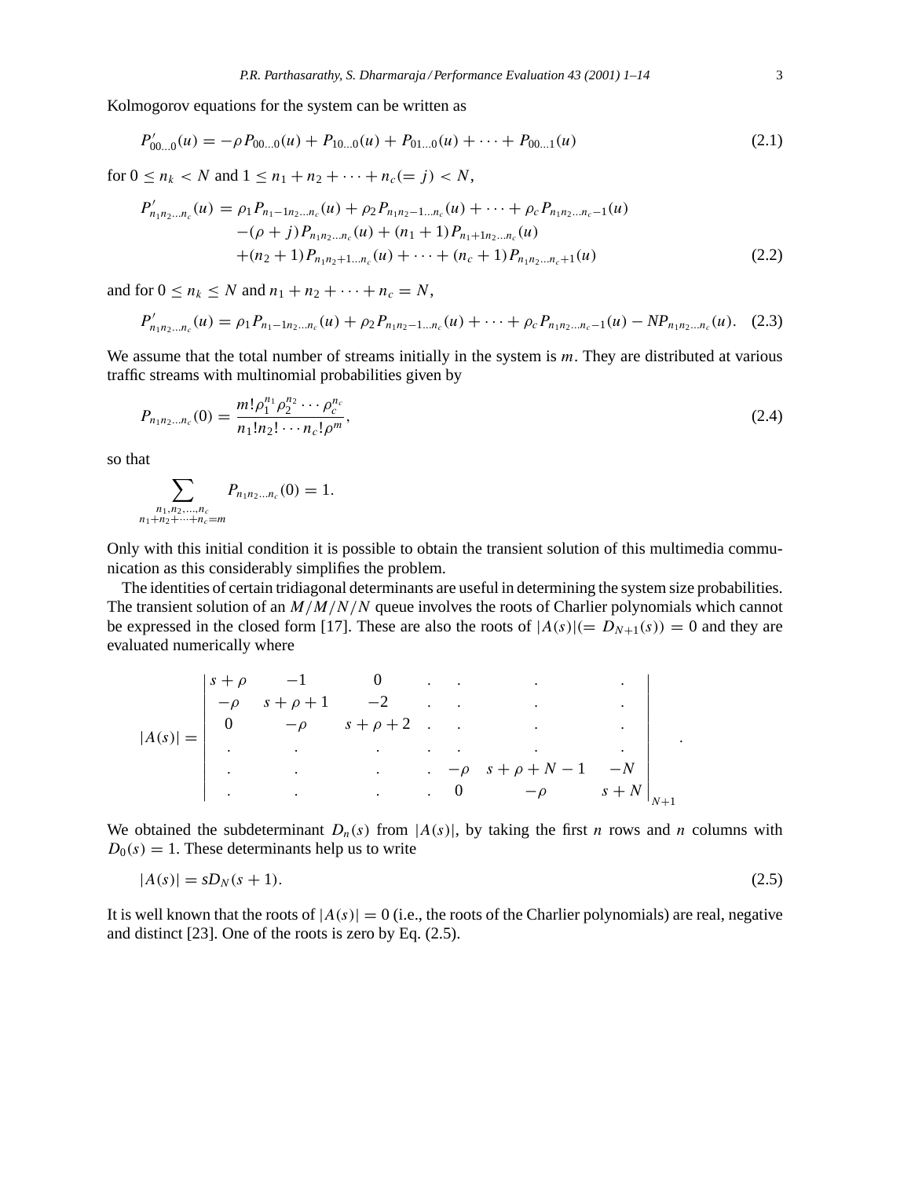Kolmogorov equations for the system can be written as

$$P'_{00\ldots0}(u) = -\rho P_{00\ldots0}(u) + P_{10\ldots0}(u) + P_{01\ldots0}(u) + \cdots + P_{00\ldots1}(u) \tag{2.1}$$

for $0 \le n_k < N$ and $1 \le n_1 + n_2 + \cdots + n_c (= j) < N$,

$$\begin{aligned} P'_{n_1 n_2 \ldots n_c}(u) &= \rho_1 P_{n_1-1 n_2 \ldots n_c}(u) + \rho_2 P_{n_1 n_2-1 \ldots n_c}(u) + \cdots + \rho_c P_{n_1 n_2 \ldots n_c-1}(u) \\ &\quad -(\rho + j) P_{n_1 n_2 \ldots n_c}(u) + (n_1 + 1) P_{n_1+1 n_2 \ldots n_c}(u) \\ &\quad +(n_2 + 1) P_{n_1 n_2+1 \ldots n_c}(u) + \cdots + (n_c + 1) P_{n_1 n_2 \ldots n_c+1}(u) \end{aligned} \tag{2.2}$$

and for $0 \le n_k \le N$ and $n_1 + n_2 + \cdots + n_c = N$,

$$P'_{n_1 n_2 \ldots n_c}(u) = \rho_1 P_{n_1-1 n_2 \ldots n_c}(u) + \rho_2 P_{n_1 n_2-1 \ldots n_c}(u) + \cdots + \rho_c P_{n_1 n_2 \ldots n_c-1}(u) - N P_{n_1 n_2 \ldots n_c}(u). \tag{2.3}$$

We assume that the total number of streams initially in the system is $m$. They are distributed at various traffic streams with multinomial probabilities given by

$$P_{n_1 n_2 \ldots n_c}(0) = \frac{m! \rho_1^{n_1} \rho_2^{n_2} \cdots \rho_c^{n_c}}{n_1! n_2! \cdots n_c! \rho^m}, \tag{2.4}$$

so that

$$\sum_{\substack{n_1, n_2, \ldots, n_c \\ n_1+n_2+\cdots+n_c=m}} P_{n_1 n_2 \ldots n_c}(0) = 1.$$

Only with this initial condition it is possible to obtain the transient solution of this multimedia communication as this considerably simplifies the problem.

The identities of certain tridiagonal determinants are useful in determining the system size probabilities. The transient solution of an $M/M/N/N$ queue involves the roots of Charlier polynomials which cannot be expressed in the closed form [17]. These are also the roots of $|A(s)| (= D_{N+1}(s)) = 0$ and they are evaluated numerically where

$$|A(s)| = \begin{vmatrix} s+\rho & -1 & 0 & . & . & . & . \\ -\rho & s+\rho+1 & -2 & . & . & . & . \\ 0 & -\rho & s+\rho+2 & . & . & . & . \\ . & . & . & . & . & . & . \\ . & . & . & . & -\rho & s+\rho+N-1 & -N \\ . & . & . & . & 0 & -\rho & s+N \end{vmatrix}_{N+1}.$$

We obtained the subdeterminant $D_n(s)$ from $|A(s)|$, by taking the first $n$ rows and $n$ columns with $D_0(s) = 1$. These determinants help us to write

$$|A(s)| = s D_N(s+1). \tag{2.5}$$

It is well known that the roots of $|A(s)| = 0$ (i.e., the roots of the Charlier polynomials) are real, negative and distinct [23]. One of the roots is zero by Eq. (2.5).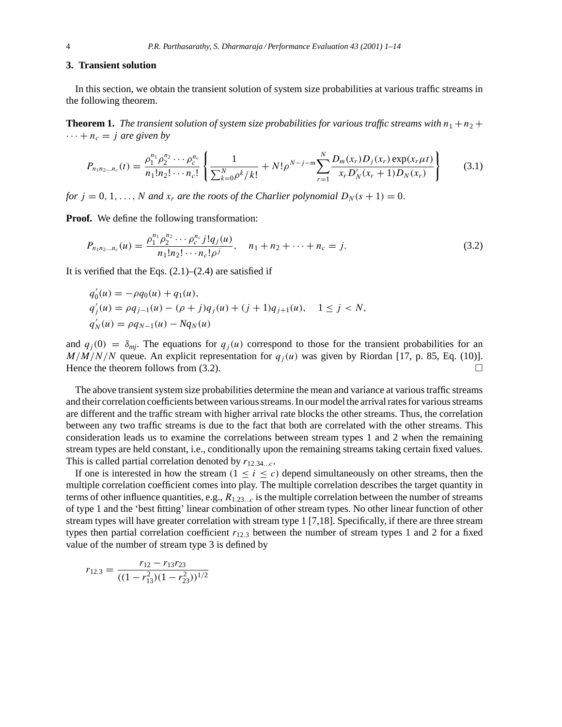## 3. Transient solution

In this section, we obtain the transient solution of system size probabilities at various traffic streams in the following theorem.

**Theorem 1.** *The transient solution of system size probabilities for various traffic streams with $n_1 + n_2 + \cdots + n_c = j$ are given by*

$$P_{n_1 n_2 \ldots n_c}(t) = \frac{\rho_1^{n_1} \rho_2^{n_2} \cdots \rho_c^{n_c}}{n_1! n_2! \cdots n_c!} \left\{ \frac{1}{\sum_{k=0}^{N} \rho^k / k!} + N! \rho^{N-j-m} \sum_{r=1}^{N} \frac{D_m(x_r) D_j(x_r) \exp(x_r \mu t)}{x_r D_N'(x_r + 1) D_N(x_r)} \right\} \tag{3.1}$$

*for $j = 0, 1, \ldots, N$ and $x_r$ are the roots of the Charlier polynomial $D_N(s+1) = 0$.*

**Proof.** We define the following transformation:

$$P_{n_1 n_2 \ldots n_c}(u) = \frac{\rho_1^{n_1} \rho_2^{n_2} \cdots \rho_c^{n_c} j! q_j(u)}{n_1! n_2! \cdots n_c! \rho^j}, \quad n_1 + n_2 + \cdots + n_c = j. \tag{3.2}$$

It is verified that the Eqs. (2.1)–(2.4) are satisfied if

$$q_0'(u) = -\rho q_0(u) + q_1(u),$$
$$q_j'(u) = \rho q_{j-1}(u) - (\rho + j) q_j(u) + (j+1) q_{j+1}(u), \quad 1 \leq j < N,$$
$$q_N'(u) = \rho q_{N-1}(u) - N q_N(u)$$

and $q_j(0) = \delta_{mj}$. The equations for $q_j(u)$ correspond to those for the transient probabilities for an $M/M/N/N$ queue. An explicit representation for $q_j(u)$ was given by Riordan [17, p. 85, Eq. (10)]. Hence the theorem follows from (3.2). □

The above transient system size probabilities determine the mean and variance at various traffic streams and their correlation coefficients between various streams. In our model the arrival rates for various streams are different and the traffic stream with higher arrival rate blocks the other streams. Thus, the correlation between any two traffic streams is due to the fact that both are correlated with the other streams. This consideration leads us to examine the correlations between stream types 1 and 2 when the remaining stream types are held constant, i.e., conditionally upon the remaining streams taking certain fixed values. This is called partial correlation denoted by $r_{12.34\ldots c}$.

If one is interested in how the stream $(1 \leq i \leq c)$ depend simultaneously on other streams, then the multiple correlation coefficient comes into play. The multiple correlation describes the target quantity in terms of other influence quantities, e.g., $R_{1.23\ldots c}$ is the multiple correlation between the number of streams of type 1 and the 'best fitting' linear combination of other stream types. No other linear function of other stream types will have greater correlation with stream type 1 [7,18]. Specifically, if there are three stream types then partial correlation coefficient $r_{12.3}$ between the number of stream types 1 and 2 for a fixed value of the number of stream type 3 is defined by

$$r_{12.3} = \frac{r_{12} - r_{13} r_{23}}{((1 - r_{13}^2)(1 - r_{23}^2))^{1/2}}$$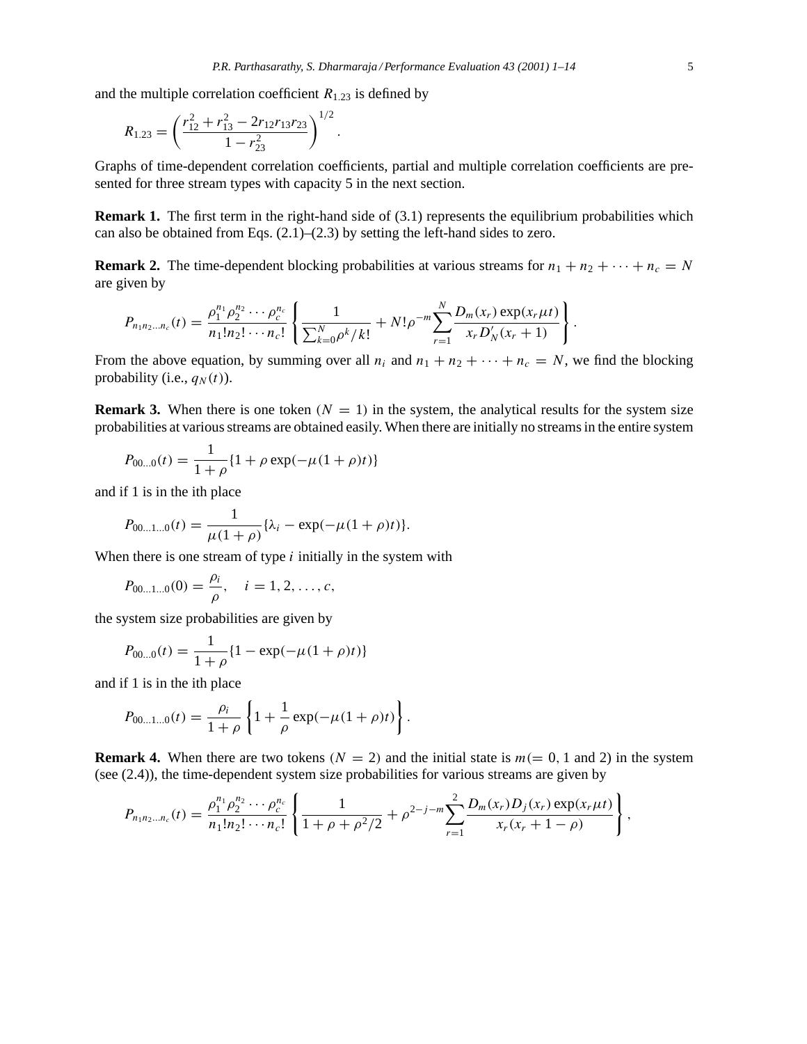and the multiple correlation coefficient $R_{1.23}$ is defined by

$$R_{1.23} = \left( \frac{r_{12}^2 + r_{13}^2 - 2r_{12}r_{13}r_{23}}{1 - r_{23}^2} \right)^{1/2}.$$

Graphs of time-dependent correlation coefficients, partial and multiple correlation coefficients are presented for three stream types with capacity 5 in the next section.

**Remark 1.** The first term in the right-hand side of (3.1) represents the equilibrium probabilities which can also be obtained from Eqs. (2.1)–(2.3) by setting the left-hand sides to zero.

**Remark 2.** The time-dependent blocking probabilities at various streams for $n_1 + n_2 + \cdots + n_c = N$ are given by

$$P_{n_1 n_2 \ldots n_c}(t) = \frac{\rho_1^{n_1} \rho_2^{n_2} \cdots \rho_c^{n_c}}{n_1! n_2! \cdots n_c!} \left\{ \frac{1}{\sum_{k=0}^{N} \rho^k / k!} + N! \rho^{-m} \sum_{r=1}^{N} \frac{D_m(x_r) \exp(x_r \mu t)}{x_r D_N'(x_r + 1)} \right\}.$$

From the above equation, by summing over all $n_i$ and $n_1 + n_2 + \cdots + n_c = N$, we find the blocking probability (i.e., $q_N(t)$).

**Remark 3.** When there is one token ($N = 1$) in the system, the analytical results for the system size probabilities at various streams are obtained easily. When there are initially no streams in the entire system

$$P_{00\ldots0}(t) = \frac{1}{1+\rho}\{1 + \rho \exp(-\mu(1+\rho)t)\}$$

and if 1 is in the ith place

$$P_{00\ldots1\ldots0}(t) = \frac{1}{\mu(1+\rho)}\{\lambda_i - \exp(-\mu(1+\rho)t)\}.$$

When there is one stream of type $i$ initially in the system with

$$P_{00\ldots1\ldots0}(0) = \frac{\rho_i}{\rho}, \quad i = 1, 2, \ldots, c,$$

the system size probabilities are given by

$$P_{00\ldots0}(t) = \frac{1}{1+\rho}\{1 - \exp(-\mu(1+\rho)t)\}$$

and if 1 is in the ith place

$$P_{00\ldots1\ldots0}(t) = \frac{\rho_i}{1+\rho}\left\{1 + \frac{1}{\rho}\exp(-\mu(1+\rho)t)\right\}.$$

**Remark 4.** When there are two tokens ($N = 2$) and the initial state is $m (= 0, 1$ and $2)$ in the system (see (2.4)), the time-dependent system size probabilities for various streams are given by

$$P_{n_1 n_2 \ldots n_c}(t) = \frac{\rho_1^{n_1} \rho_2^{n_2} \cdots \rho_c^{n_c}}{n_1! n_2! \cdots n_c!} \left\{ \frac{1}{1 + \rho + \rho^2/2} + \rho^{2-j-m} \sum_{r=1}^{2} \frac{D_m(x_r) D_j(x_r) \exp(x_r \mu t)}{x_r (x_r + 1 - \rho)} \right\},$$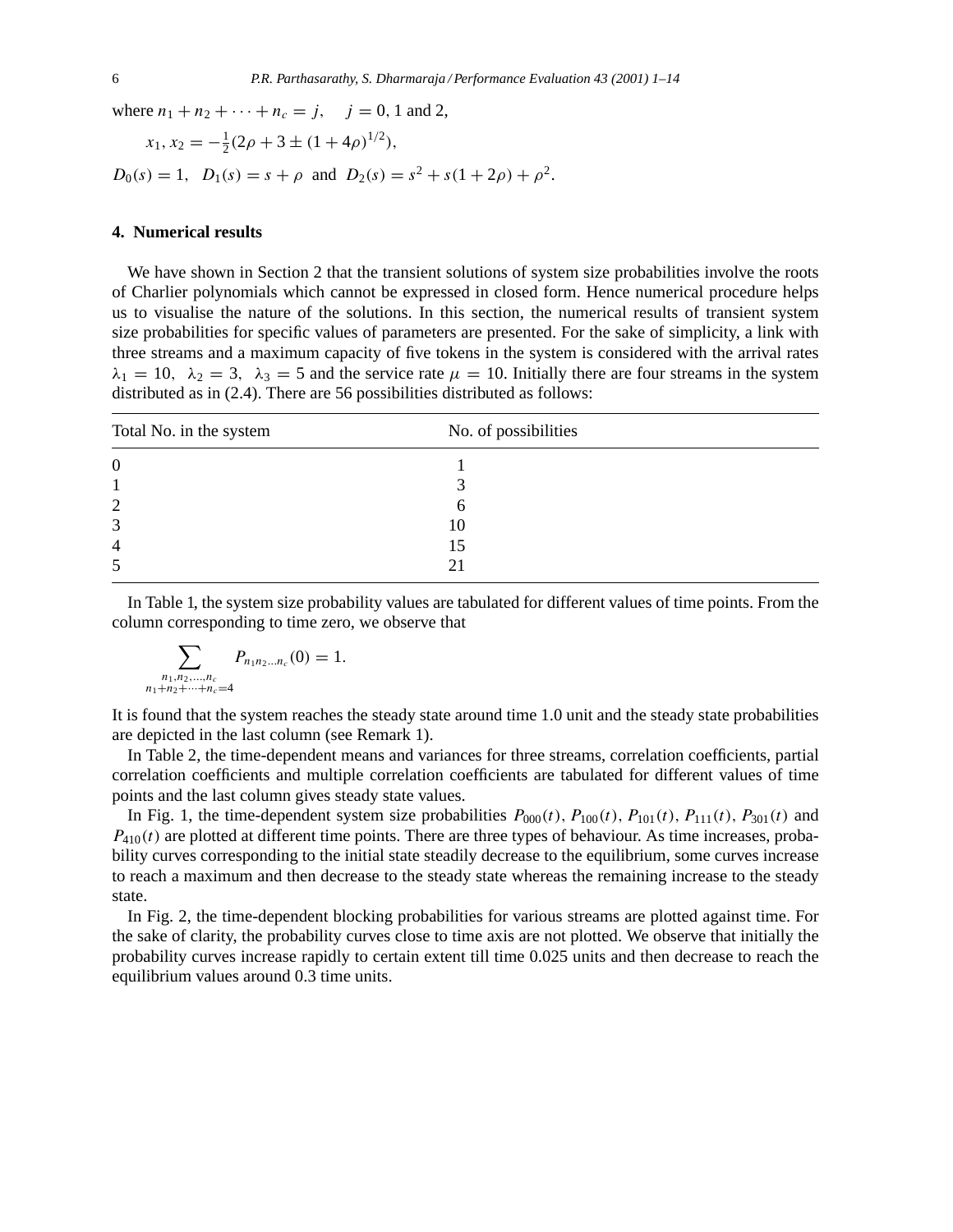where $n_1 + n_2 + \cdots + n_c = j$, $\quad j = 0, 1$ and 2,

$$x_1, x_2 = -\tfrac{1}{2}(2\rho + 3 \pm (1 + 4\rho)^{1/2}),$$

$D_0(s) = 1$, $\; D_1(s) = s + \rho$ and $D_2(s) = s^2 + s(1 + 2\rho) + \rho^2$.

## 4. Numerical results

We have shown in Section 2 that the transient solutions of system size probabilities involve the roots of Charlier polynomials which cannot be expressed in closed form. Hence numerical procedure helps us to visualise the nature of the solutions. In this section, the numerical results of transient system size probabilities for specific values of parameters are presented. For the sake of simplicity, a link with three streams and a maximum capacity of five tokens in the system is considered with the arrival rates $\lambda_1 = 10$, $\lambda_2 = 3$, $\lambda_3 = 5$ and the service rate $\mu = 10$. Initially there are four streams in the system distributed as in (2.4). There are 56 possibilities distributed as follows:

| Total No. in the system | No. of possibilities |
|---|---|
| 0 | 1 |
| 1 | 3 |
| 2 | 6 |
| 3 | 10 |
| 4 | 15 |
| 5 | 21 |

In Table 1, the system size probability values are tabulated for different values of time points. From the column corresponding to time zero, we observe that

$$\sum_{\substack{n_1, n_2, \ldots, n_c \\ n_1 + n_2 + \cdots + n_c = 4}} P_{n_1 n_2 \ldots n_c}(0) = 1.$$

It is found that the system reaches the steady state around time 1.0 unit and the steady state probabilities are depicted in the last column (see Remark 1).

In Table 2, the time-dependent means and variances for three streams, correlation coefficients, partial correlation coefficients and multiple correlation coefficients are tabulated for different values of time points and the last column gives steady state values.

In Fig. 1, the time-dependent system size probabilities $P_{000}(t)$, $P_{100}(t)$, $P_{101}(t)$, $P_{111}(t)$, $P_{301}(t)$ and $P_{410}(t)$ are plotted at different time points. There are three types of behaviour. As time increases, probability curves corresponding to the initial state steadily decrease to the equilibrium, some curves increase to reach a maximum and then decrease to the steady state whereas the remaining increase to the steady state.

In Fig. 2, the time-dependent blocking probabilities for various streams are plotted against time. For the sake of clarity, the probability curves close to time axis are not plotted. We observe that initially the probability curves increase rapidly to certain extent till time 0.025 units and then decrease to reach the equilibrium values around 0.3 time units.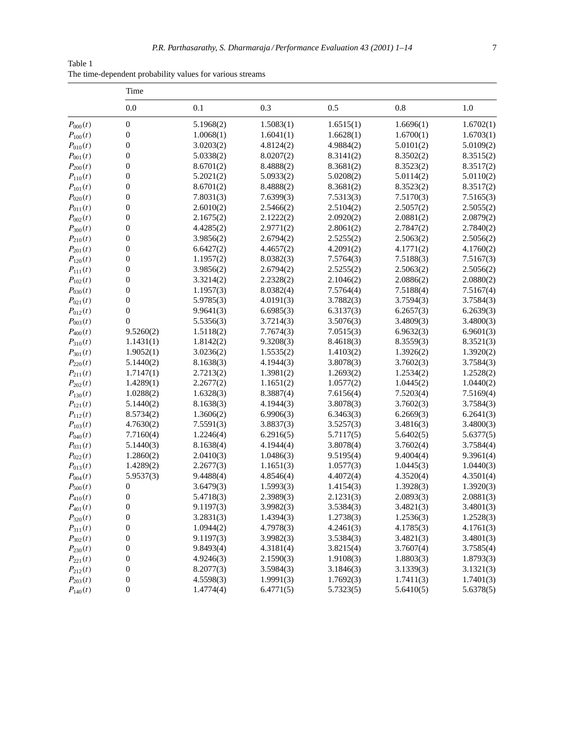Table 1
The time-dependent probability values for various streams

| | Time | | | | | |
|---|---|---|---|---|---|---|
| | 0.0 | 0.1 | 0.3 | 0.5 | 0.8 | 1.0 |
| $P_{000}(t)$ | 0 | 5.1968(2) | 1.5083(1) | 1.6515(1) | 1.6696(1) | 1.6702(1) |
| $P_{100}(t)$ | 0 | 1.0068(1) | 1.6041(1) | 1.6628(1) | 1.6700(1) | 1.6703(1) |
| $P_{010}(t)$ | 0 | 3.0203(2) | 4.8124(2) | 4.9884(2) | 5.0101(2) | 5.0109(2) |
| $P_{001}(t)$ | 0 | 5.0338(2) | 8.0207(2) | 8.3141(2) | 8.3502(2) | 8.3515(2) |
| $P_{200}(t)$ | 0 | 8.6701(2) | 8.4888(2) | 8.3681(2) | 8.3523(2) | 8.3517(2) |
| $P_{110}(t)$ | 0 | 5.2021(2) | 5.0933(2) | 5.0208(2) | 5.0114(2) | 5.0110(2) |
| $P_{101}(t)$ | 0 | 8.6701(2) | 8.4888(2) | 8.3681(2) | 8.3523(2) | 8.3517(2) |
| $P_{020}(t)$ | 0 | 7.8031(3) | 7.6399(3) | 7.5313(3) | 7.5170(3) | 7.5165(3) |
| $P_{011}(t)$ | 0 | 2.6010(2) | 2.5466(2) | 2.5104(2) | 2.5057(2) | 2.5055(2) |
| $P_{002}(t)$ | 0 | 2.1675(2) | 2.1222(2) | 2.0920(2) | 2.0881(2) | 2.0879(2) |
| $P_{300}(t)$ | 0 | 4.4285(2) | 2.9771(2) | 2.8061(2) | 2.7847(2) | 2.7840(2) |
| $P_{210}(t)$ | 0 | 3.9856(2) | 2.6794(2) | 2.5255(2) | 2.5063(2) | 2.5056(2) |
| $P_{201}(t)$ | 0 | 6.6427(2) | 4.4657(2) | 4.2091(2) | 4.1771(2) | 4.1760(2) |
| $P_{120}(t)$ | 0 | 1.1957(2) | 8.0382(3) | 7.5764(3) | 7.5188(3) | 7.5167(3) |
| $P_{111}(t)$ | 0 | 3.9856(2) | 2.6794(2) | 2.5255(2) | 2.5063(2) | 2.5056(2) |
| $P_{102}(t)$ | 0 | 3.3214(2) | 2.2328(2) | 2.1046(2) | 2.0886(2) | 2.0880(2) |
| $P_{030}(t)$ | 0 | 1.1957(3) | 8.0382(4) | 7.5764(4) | 7.5188(4) | 7.5167(4) |
| $P_{021}(t)$ | 0 | 5.9785(3) | 4.0191(3) | 3.7882(3) | 3.7594(3) | 3.7584(3) |
| $P_{012}(t)$ | 0 | 9.9641(3) | 6.6985(3) | 6.3137(3) | 6.2657(3) | 6.2639(3) |
| $P_{003}(t)$ | 0 | 5.5356(3) | 3.7214(3) | 3.5076(3) | 3.4809(3) | 3.4800(3) |
| $P_{400}(t)$ | 9.5260(2) | 1.5118(2) | 7.7674(3) | 7.0515(3) | 6.9632(3) | 6.9601(3) |
| $P_{310}(t)$ | 1.1431(1) | 1.8142(2) | 9.3208(3) | 8.4618(3) | 8.3559(3) | 8.3521(3) |
| $P_{301}(t)$ | 1.9052(1) | 3.0236(2) | 1.5535(2) | 1.4103(2) | 1.3926(2) | 1.3920(2) |
| $P_{220}(t)$ | 5.1440(2) | 8.1638(3) | 4.1944(3) | 3.8078(3) | 3.7602(3) | 3.7584(3) |
| $P_{211}(t)$ | 1.7147(1) | 2.7213(2) | 1.3981(2) | 1.2693(2) | 1.2534(2) | 1.2528(2) |
| $P_{202}(t)$ | 1.4289(1) | 2.2677(2) | 1.1651(2) | 1.0577(2) | 1.0445(2) | 1.0440(2) |
| $P_{130}(t)$ | 1.0288(2) | 1.6328(3) | 8.3887(4) | 7.6156(4) | 7.5203(4) | 7.5169(4) |
| $P_{121}(t)$ | 5.1440(2) | 8.1638(3) | 4.1944(3) | 3.8078(3) | 3.7602(3) | 3.7584(3) |
| $P_{112}(t)$ | 8.5734(2) | 1.3606(2) | 6.9906(3) | 6.3463(3) | 6.2669(3) | 6.2641(3) |
| $P_{103}(t)$ | 4.7630(2) | 7.5591(3) | 3.8837(3) | 3.5257(3) | 3.4816(3) | 3.4800(3) |
| $P_{040}(t)$ | 7.7160(4) | 1.2246(4) | 6.2916(5) | 5.7117(5) | 5.6402(5) | 5.6377(5) |
| $P_{031}(t)$ | 5.1440(3) | 8.1638(4) | 4.1944(4) | 3.8078(4) | 3.7602(4) | 3.7584(4) |
| $P_{022}(t)$ | 1.2860(2) | 2.0410(3) | 1.0486(3) | 9.5195(4) | 9.4004(4) | 9.3961(4) |
| $P_{013}(t)$ | 1.4289(2) | 2.2677(3) | 1.1651(3) | 1.0577(3) | 1.0445(3) | 1.0440(3) |
| $P_{004}(t)$ | 5.9537(3) | 9.4488(4) | 4.8546(4) | 4.4072(4) | 4.3520(4) | 4.3501(4) |
| $P_{500}(t)$ | 0 | 3.6479(3) | 1.5993(3) | 1.4154(3) | 1.3928(3) | 1.3920(3) |
| $P_{410}(t)$ | 0 | 5.4718(3) | 2.3989(3) | 2.1231(3) | 2.0893(3) | 2.0881(3) |
| $P_{401}(t)$ | 0 | 9.1197(3) | 3.9982(3) | 3.5384(3) | 3.4821(3) | 3.4801(3) |
| $P_{320}(t)$ | 0 | 3.2831(3) | 1.4394(3) | 1.2738(3) | 1.2536(3) | 1.2528(3) |
| $P_{311}(t)$ | 0 | 1.0944(2) | 4.7978(3) | 4.2461(3) | 4.1785(3) | 4.1761(3) |
| $P_{302}(t)$ | 0 | 9.1197(3) | 3.9982(3) | 3.5384(3) | 3.4821(3) | 3.4801(3) |
| $P_{230}(t)$ | 0 | 9.8493(4) | 4.3181(4) | 3.8215(4) | 3.7607(4) | 3.7585(4) |
| $P_{221}(t)$ | 0 | 4.9246(3) | 2.1590(3) | 1.9108(3) | 1.8803(3) | 1.8793(3) |
| $P_{212}(t)$ | 0 | 8.2077(3) | 3.5984(3) | 3.1846(3) | 3.1339(3) | 3.1321(3) |
| $P_{203}(t)$ | 0 | 4.5598(3) | 1.9991(3) | 1.7692(3) | 1.7411(3) | 1.7401(3) |
| $P_{140}(t)$ | 0 | 1.4774(4) | 6.4771(5) | 5.7323(5) | 5.6410(5) | 5.6378(5) |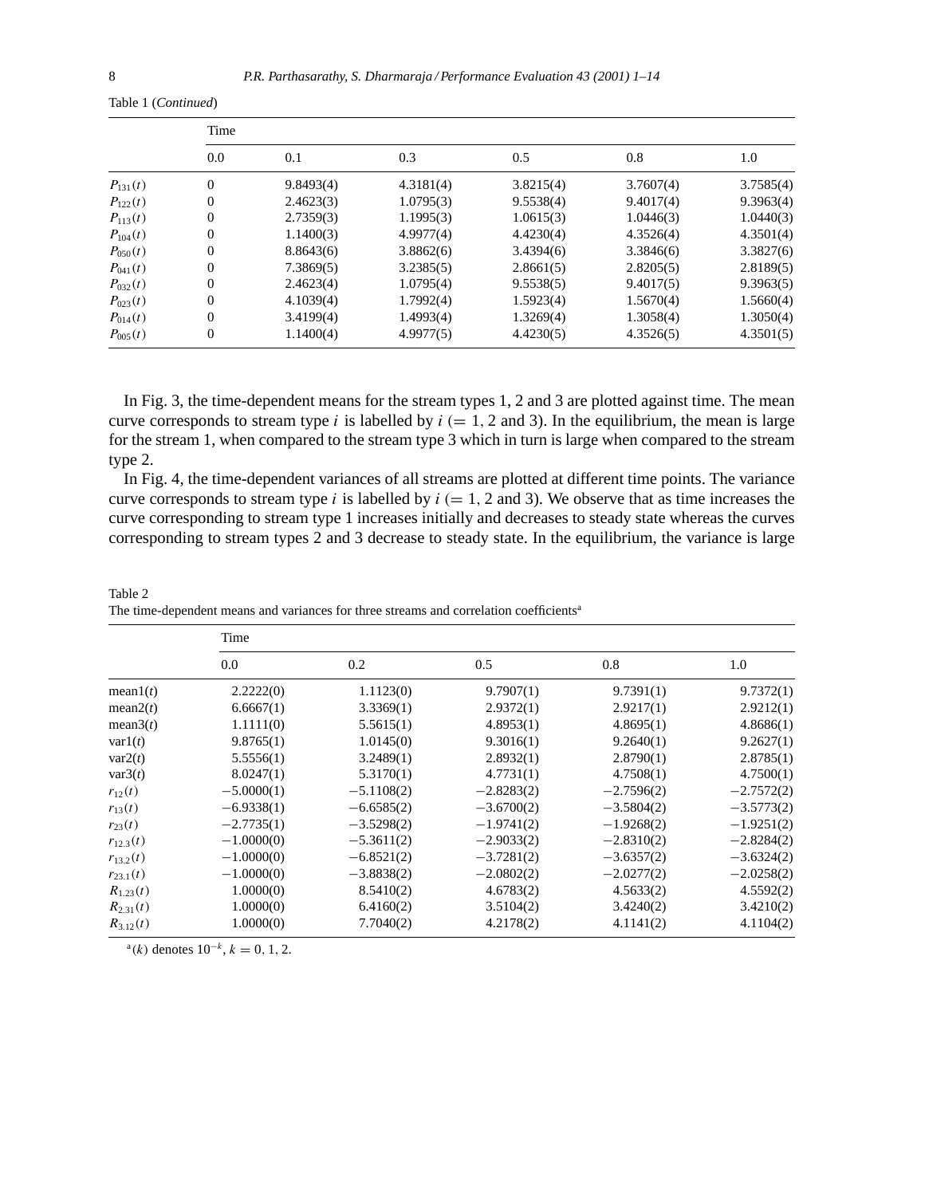Table 1 (*Continued*)

| | Time | | | | | |
|---|---|---|---|---|---|---|
| | 0.0 | 0.1 | 0.3 | 0.5 | 0.8 | 1.0 |
| $P_{131}(t)$ | 0 | 9.8493(4) | 4.3181(4) | 3.8215(4) | 3.7607(4) | 3.7585(4) |
| $P_{122}(t)$ | 0 | 2.4623(3) | 1.0795(3) | 9.5538(4) | 9.4017(4) | 9.3963(4) |
| $P_{113}(t)$ | 0 | 2.7359(3) | 1.1995(3) | 1.0615(3) | 1.0446(3) | 1.0440(3) |
| $P_{104}(t)$ | 0 | 1.1400(3) | 4.9977(4) | 4.4230(4) | 4.3526(4) | 4.3501(4) |
| $P_{050}(t)$ | 0 | 8.8643(6) | 3.8862(6) | 3.4394(6) | 3.3846(6) | 3.3827(6) |
| $P_{041}(t)$ | 0 | 7.3869(5) | 3.2385(5) | 2.8661(5) | 2.8205(5) | 2.8189(5) |
| $P_{032}(t)$ | 0 | 2.4623(4) | 1.0795(4) | 9.5538(5) | 9.4017(5) | 9.3963(5) |
| $P_{023}(t)$ | 0 | 4.1039(4) | 1.7992(4) | 1.5923(4) | 1.5670(4) | 1.5660(4) |
| $P_{014}(t)$ | 0 | 3.4199(4) | 1.4993(4) | 1.3269(4) | 1.3058(4) | 1.3050(4) |
| $P_{005}(t)$ | 0 | 1.1400(4) | 4.9977(5) | 4.4230(5) | 4.3526(5) | 4.3501(5) |

In Fig. 3, the time-dependent means for the stream types 1, 2 and 3 are plotted against time. The mean curve corresponds to stream type $i$ is labelled by $i$ ($= 1, 2$ and 3). In the equilibrium, the mean is large for the stream 1, when compared to the stream type 3 which in turn is large when compared to the stream type 2.

In Fig. 4, the time-dependent variances of all streams are plotted at different time points. The variance curve corresponds to stream type $i$ is labelled by $i$ ($= 1, 2$ and 3). We observe that as time increases the curve corresponding to stream type 1 increases initially and decreases to steady state whereas the curves corresponding to stream types 2 and 3 decrease to steady state. In the equilibrium, the variance is large

Table 2
The time-dependent means and variances for three streams and correlation coefficients[a]

| | Time | | | | |
|---|---|---|---|---|---|
| | 0.0 | 0.2 | 0.5 | 0.8 | 1.0 |
| mean1($t$) | 2.2222(0) | 1.1123(0) | 9.7907(1) | 9.7391(1) | 9.7372(1) |
| mean2($t$) | 6.6667(1) | 3.3369(1) | 2.9372(1) | 2.9217(1) | 2.9212(1) |
| mean3($t$) | 1.1111(0) | 5.5615(1) | 4.8953(1) | 4.8695(1) | 4.8686(1) |
| var1($t$) | 9.8765(1) | 1.0145(0) | 9.3016(1) | 9.2640(1) | 9.2627(1) |
| var2($t$) | 5.5556(1) | 3.2489(1) | 2.8932(1) | 2.8790(1) | 2.8785(1) |
| var3($t$) | 8.0247(1) | 5.3170(1) | 4.7731(1) | 4.7508(1) | 4.7500(1) |
| $r_{12}(t)$ | −5.0000(1) | −5.1108(2) | −2.8283(2) | −2.7596(2) | −2.7572(2) |
| $r_{13}(t)$ | −6.9338(1) | −6.6585(2) | −3.6700(2) | −3.5804(2) | −3.5773(2) |
| $r_{23}(t)$ | −2.7735(1) | −3.5298(2) | −1.9741(2) | −1.9268(2) | −1.9251(2) |
| $r_{12.3}(t)$ | −1.0000(0) | −5.3611(2) | −2.9033(2) | −2.8310(2) | −2.8284(2) |
| $r_{13.2}(t)$ | −1.0000(0) | −6.8521(2) | −3.7281(2) | −3.6357(2) | −3.6324(2) |
| $r_{23.1}(t)$ | −1.0000(0) | −3.8838(2) | −2.0802(2) | −2.0277(2) | −2.0258(2) |
| $R_{1.23}(t)$ | 1.0000(0) | 8.5410(2) | 4.6783(2) | 4.5633(2) | 4.5592(2) |
| $R_{2.31}(t)$ | 1.0000(0) | 6.4160(2) | 3.5104(2) | 3.4240(2) | 3.4210(2) |
| $R_{3.12}(t)$ | 1.0000(0) | 7.7040(2) | 4.2178(2) | 4.1141(2) | 4.1104(2) |

[a] $(k)$ denotes $10^{-k}$, $k = 0, 1, 2$.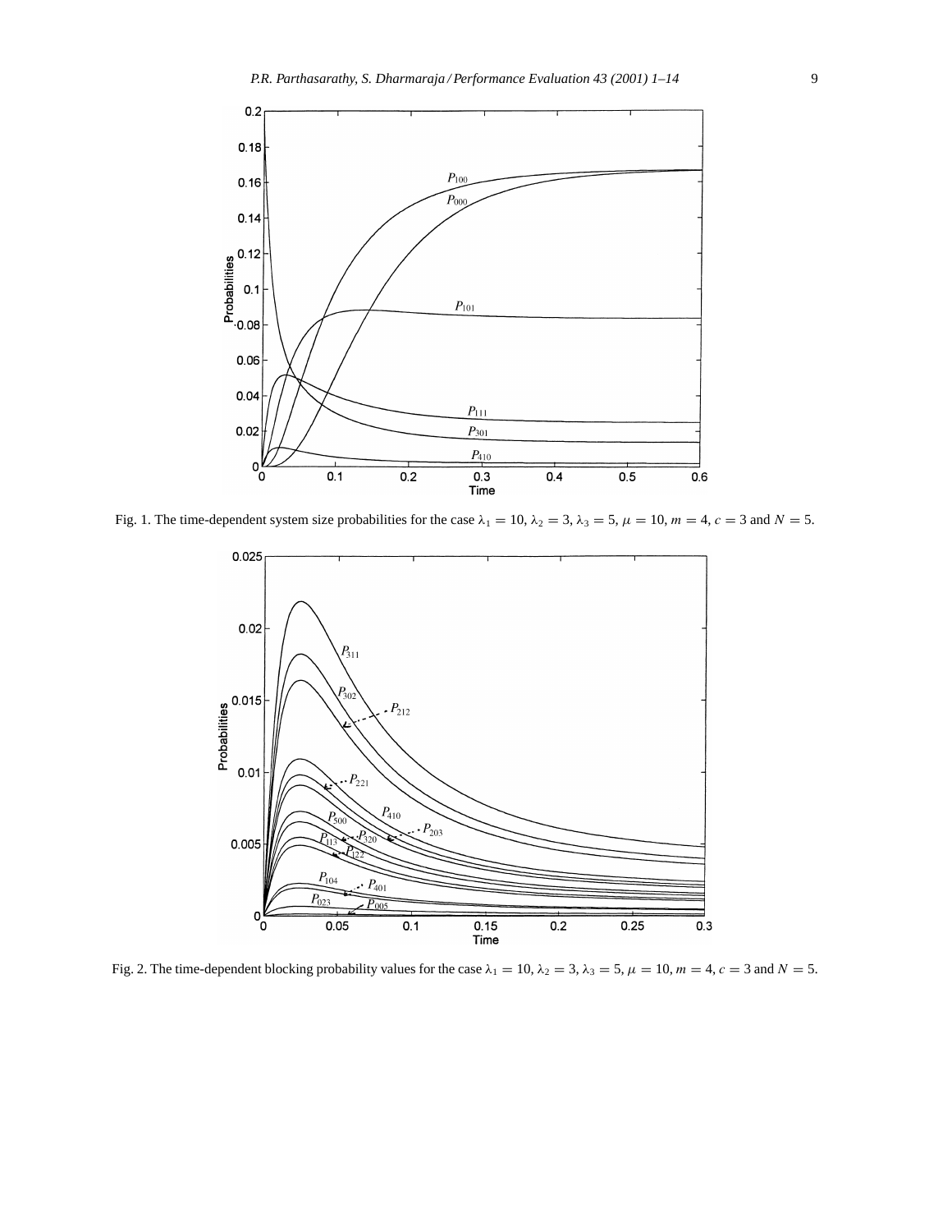Fig. 1. The time-dependent system size probabilities for the case $\lambda_1 = 10$, $\lambda_2 = 3$, $\lambda_3 = 5$, $\mu = 10$, $m = 4$, $c = 3$ and $N = 5$.

Fig. 2. The time-dependent blocking probability values for the case $\lambda_1 = 10$, $\lambda_2 = 3$, $\lambda_3 = 5$, $\mu = 10$, $m = 4$, $c = 3$ and $N = 5$.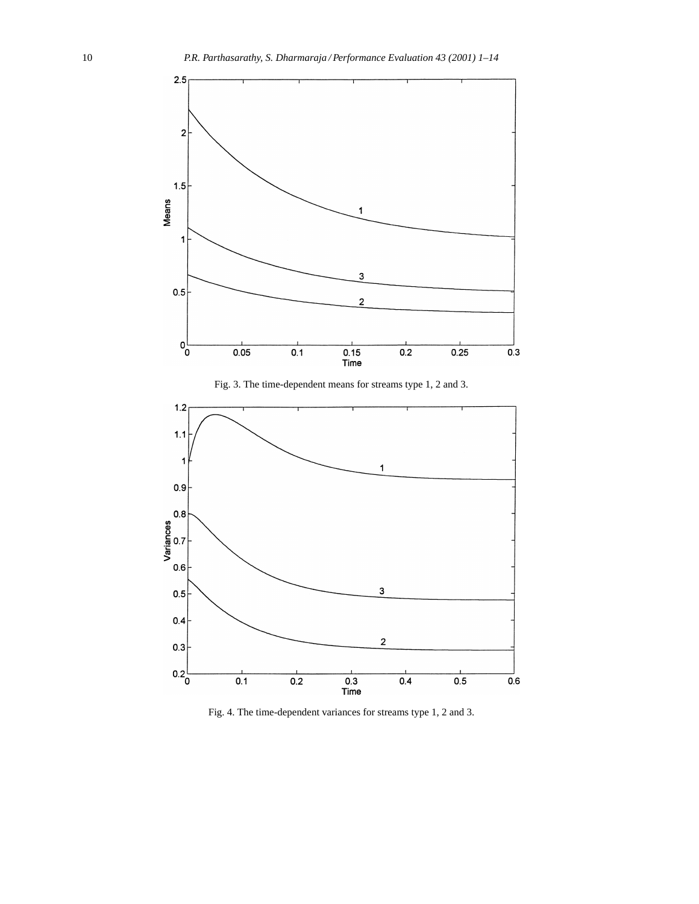Fig. 3. The time-dependent means for streams type 1, 2 and 3.

Fig. 4. The time-dependent variances for streams type 1, 2 and 3.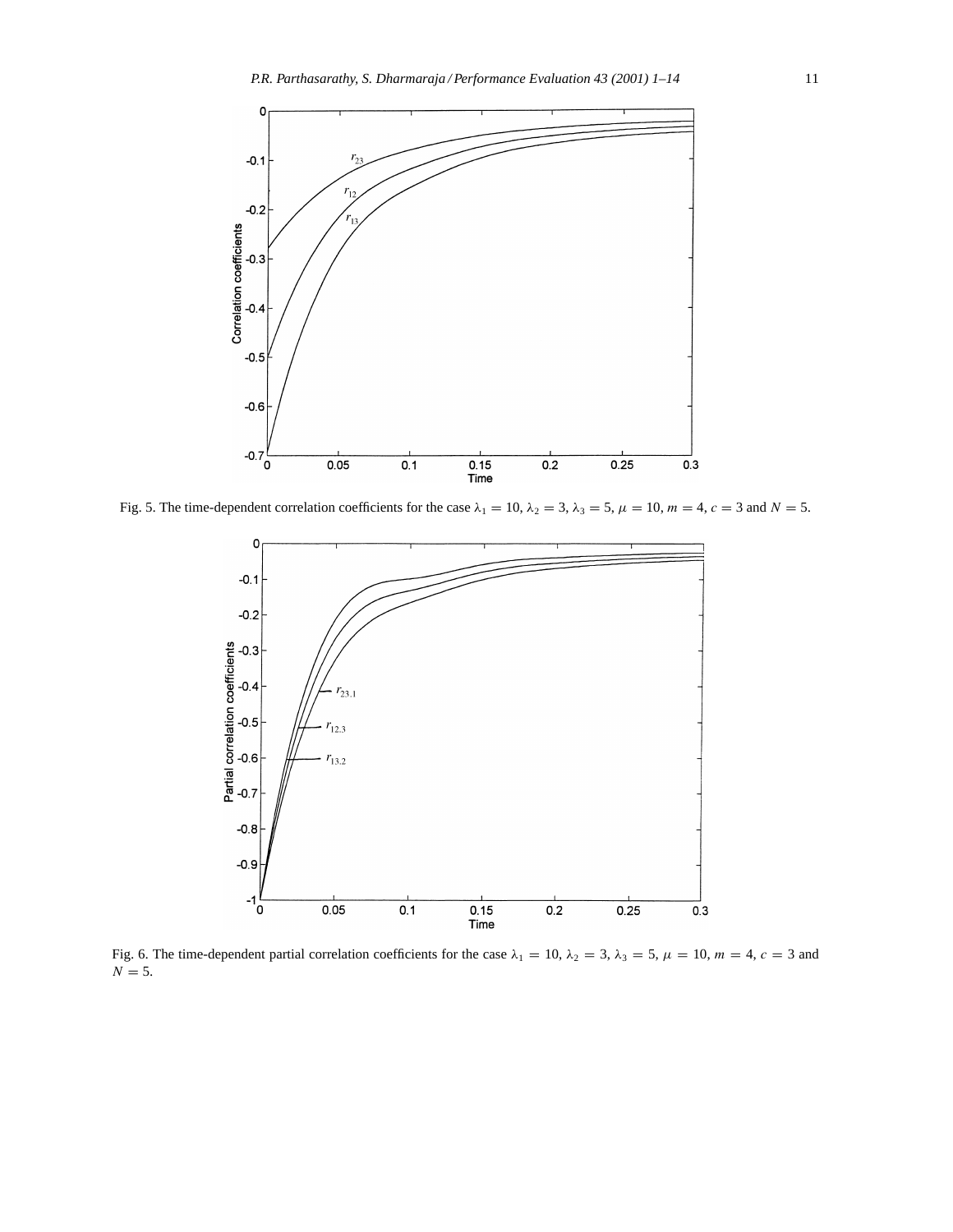Fig. 5. The time-dependent correlation coefficients for the case $\lambda_1 = 10$, $\lambda_2 = 3$, $\lambda_3 = 5$, $\mu = 10$, $m = 4$, $c = 3$ and $N = 5$.

Fig. 6. The time-dependent partial correlation coefficients for the case $\lambda_1 = 10$, $\lambda_2 = 3$, $\lambda_3 = 5$, $\mu = 10$, $m = 4$, $c = 3$ and $N = 5$.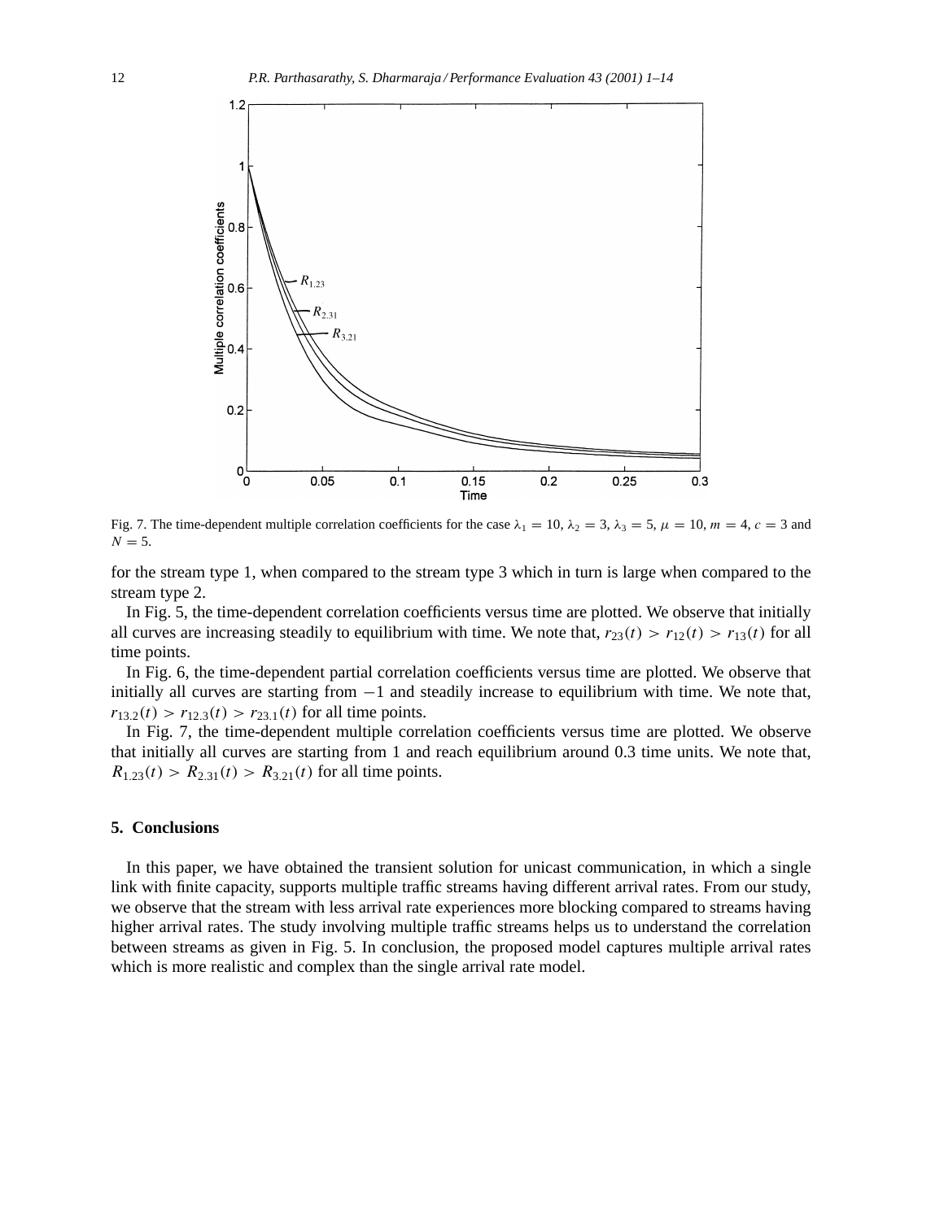Fig. 7. The time-dependent multiple correlation coefficients for the case $\lambda_1 = 10$, $\lambda_2 = 3$, $\lambda_3 = 5$, $\mu = 10$, $m = 4$, $c = 3$ and $N = 5$.

for the stream type 1, when compared to the stream type 3 which in turn is large when compared to the stream type 2.

In Fig. 5, the time-dependent correlation coefficients versus time are plotted. We observe that initially all curves are increasing steadily to equilibrium with time. We note that, $r_{23}(t) > r_{12}(t) > r_{13}(t)$ for all time points.

In Fig. 6, the time-dependent partial correlation coefficients versus time are plotted. We observe that initially all curves are starting from $-1$ and steadily increase to equilibrium with time. We note that, $r_{13.2}(t) > r_{12.3}(t) > r_{23.1}(t)$ for all time points.

In Fig. 7, the time-dependent multiple correlation coefficients versus time are plotted. We observe that initially all curves are starting from 1 and reach equilibrium around 0.3 time units. We note that, $R_{1.23}(t) > R_{2.31}(t) > R_{3.21}(t)$ for all time points.

## 5. Conclusions

In this paper, we have obtained the transient solution for unicast communication, in which a single link with finite capacity, supports multiple traffic streams having different arrival rates. From our study, we observe that the stream with less arrival rate experiences more blocking compared to streams having higher arrival rates. The study involving multiple traffic streams helps us to understand the correlation between streams as given in Fig. 5. In conclusion, the proposed model captures multiple arrival rates which is more realistic and complex than the single arrival rate model.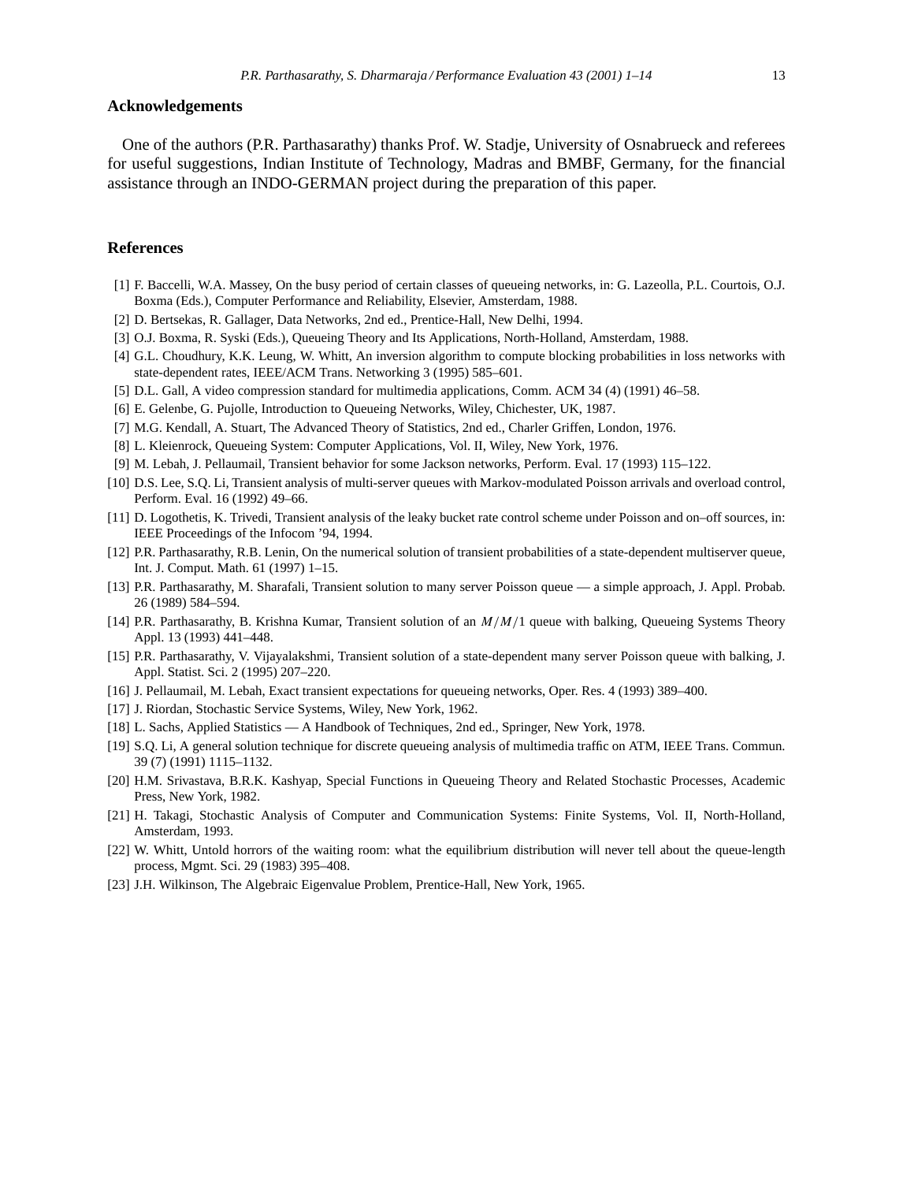## Acknowledgements

One of the authors (P.R. Parthasarathy) thanks Prof. W. Stadje, University of Osnabrueck and referees for useful suggestions, Indian Institute of Technology, Madras and BMBF, Germany, for the financial assistance through an INDO-GERMAN project during the preparation of this paper.

## References

[1] F. Baccelli, W.A. Massey, On the busy period of certain classes of queueing networks, in: G. Lazeolla, P.L. Courtois, O.J. Boxma (Eds.), Computer Performance and Reliability, Elsevier, Amsterdam, 1988.

[2] D. Bertsekas, R. Gallager, Data Networks, 2nd ed., Prentice-Hall, New Delhi, 1994.

[3] O.J. Boxma, R. Syski (Eds.), Queueing Theory and Its Applications, North-Holland, Amsterdam, 1988.

[4] G.L. Choudhury, K.K. Leung, W. Whitt, An inversion algorithm to compute blocking probabilities in loss networks with state-dependent rates, IEEE/ACM Trans. Networking 3 (1995) 585–601.

[5] D.L. Gall, A video compression standard for multimedia applications, Comm. ACM 34 (4) (1991) 46–58.

[6] E. Gelenbe, G. Pujolle, Introduction to Queueing Networks, Wiley, Chichester, UK, 1987.

[7] M.G. Kendall, A. Stuart, The Advanced Theory of Statistics, 2nd ed., Charler Griffen, London, 1976.

[8] L. Kleienrock, Queueing System: Computer Applications, Vol. II, Wiley, New York, 1976.

[9] M. Lebah, J. Pellaumail, Transient behavior for some Jackson networks, Perform. Eval. 17 (1993) 115–122.

[10] D.S. Lee, S.Q. Li, Transient analysis of multi-server queues with Markov-modulated Poisson arrivals and overload control, Perform. Eval. 16 (1992) 49–66.

[11] D. Logothetis, K. Trivedi, Transient analysis of the leaky bucket rate control scheme under Poisson and on–off sources, in: IEEE Proceedings of the Infocom '94, 1994.

[12] P.R. Parthasarathy, R.B. Lenin, On the numerical solution of transient probabilities of a state-dependent multiserver queue, Int. J. Comput. Math. 61 (1997) 1–15.

[13] P.R. Parthasarathy, M. Sharafali, Transient solution to many server Poisson queue — a simple approach, J. Appl. Probab. 26 (1989) 584–594.

[14] P.R. Parthasarathy, B. Krishna Kumar, Transient solution of an $M/M/1$ queue with balking, Queueing Systems Theory Appl. 13 (1993) 441–448.

[15] P.R. Parthasarathy, V. Vijayalakshmi, Transient solution of a state-dependent many server Poisson queue with balking, J. Appl. Statist. Sci. 2 (1995) 207–220.

[16] J. Pellaumail, M. Lebah, Exact transient expectations for queueing networks, Oper. Res. 4 (1993) 389–400.

[17] J. Riordan, Stochastic Service Systems, Wiley, New York, 1962.

[18] L. Sachs, Applied Statistics — A Handbook of Techniques, 2nd ed., Springer, New York, 1978.

[19] S.Q. Li, A general solution technique for discrete queueing analysis of multimedia traffic on ATM, IEEE Trans. Commun. 39 (7) (1991) 1115–1132.

[20] H.M. Srivastava, B.R.K. Kashyap, Special Functions in Queueing Theory and Related Stochastic Processes, Academic Press, New York, 1982.

[21] H. Takagi, Stochastic Analysis of Computer and Communication Systems: Finite Systems, Vol. II, North-Holland, Amsterdam, 1993.

[22] W. Whitt, Untold horrors of the waiting room: what the equilibrium distribution will never tell about the queue-length process, Mgmt. Sci. 29 (1983) 395–408.

[23] J.H. Wilkinson, The Algebraic Eigenvalue Problem, Prentice-Hall, New York, 1965.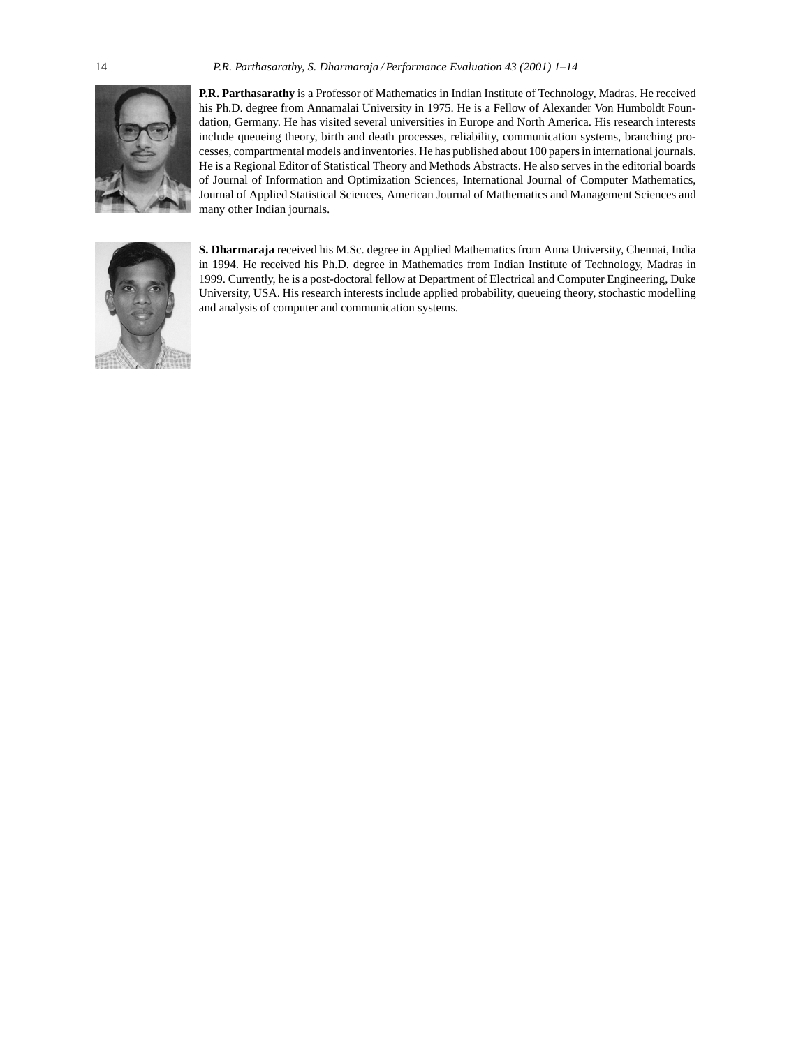**P.R. Parthasarathy** is a Professor of Mathematics in Indian Institute of Technology, Madras. He received his Ph.D. degree from Annamalai University in 1975. He is a Fellow of Alexander Von Humboldt Foundation, Germany. He has visited several universities in Europe and North America. His research interests include queueing theory, birth and death processes, reliability, communication systems, branching processes, compartmental models and inventories. He has published about 100 papers in international journals. He is a Regional Editor of Statistical Theory and Methods Abstracts. He also serves in the editorial boards of Journal of Information and Optimization Sciences, International Journal of Computer Mathematics, Journal of Applied Statistical Sciences, American Journal of Mathematics and Management Sciences and many other Indian journals.

**S. Dharmaraja** received his M.Sc. degree in Applied Mathematics from Anna University, Chennai, India in 1994. He received his Ph.D. degree in Mathematics from Indian Institute of Technology, Madras in 1999. Currently, he is a post-doctoral fellow at Department of Electrical and Computer Engineering, Duke University, USA. His research interests include applied probability, queueing theory, stochastic modelling and analysis of computer and communication systems.